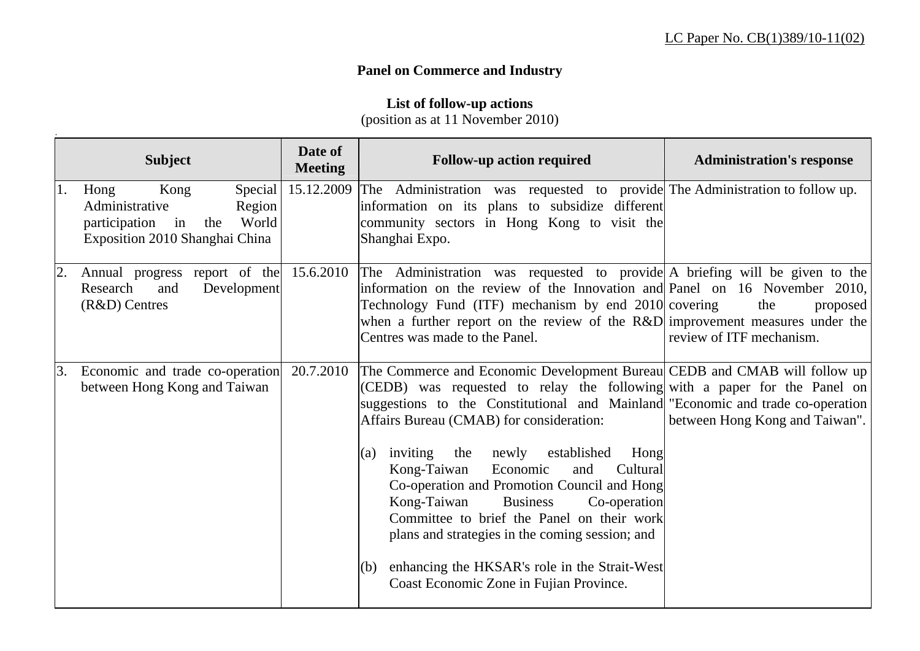LC Paper No. CB(1)389/10-11(02)

**Panel on Commerce and Industry**

**List of follow-up actions**
(position as at 11 November 2010)

| Subject | Date of Meeting | Follow-up action required | Administration's response |
|---|---|---|---|
| 1. Hong Kong Special Administrative Region participation in the World Exposition 2010 Shanghai China | 15.12.2009 | The Administration was requested to provide information on its plans to subsidize different community sectors in Hong Kong to visit the Shanghai Expo. | The Administration to follow up. |
| 2. Annual progress report of the Research and Development (R&D) Centres | 15.6.2010 | The Administration was requested to provide information on the review of the Innovation and Technology Fund (ITF) mechanism by end 2010 when a further report on the review of the R&D Centres was made to the Panel. | A briefing will be given to the Panel on 16 November 2010, covering the proposed improvement measures under the review of ITF mechanism. |
| 3. Economic and trade co-operation between Hong Kong and Taiwan | 20.7.2010 | The Commerce and Economic Development Bureau (CEDB) was requested to relay the following suggestions to the Constitutional and Mainland Affairs Bureau (CMAB) for consideration:<br><br>(a) inviting the newly established Hong Kong-Taiwan Economic and Cultural Co-operation and Promotion Council and Hong Kong-Taiwan Business Co-operation Committee to brief the Panel on their work plans and strategies in the coming session; and<br><br>(b) enhancing the HKSAR's role in the Strait-West Coast Economic Zone in Fujian Province. | CEDB and CMAB will follow up with a paper for the Panel on "Economic and trade co-operation between Hong Kong and Taiwan". |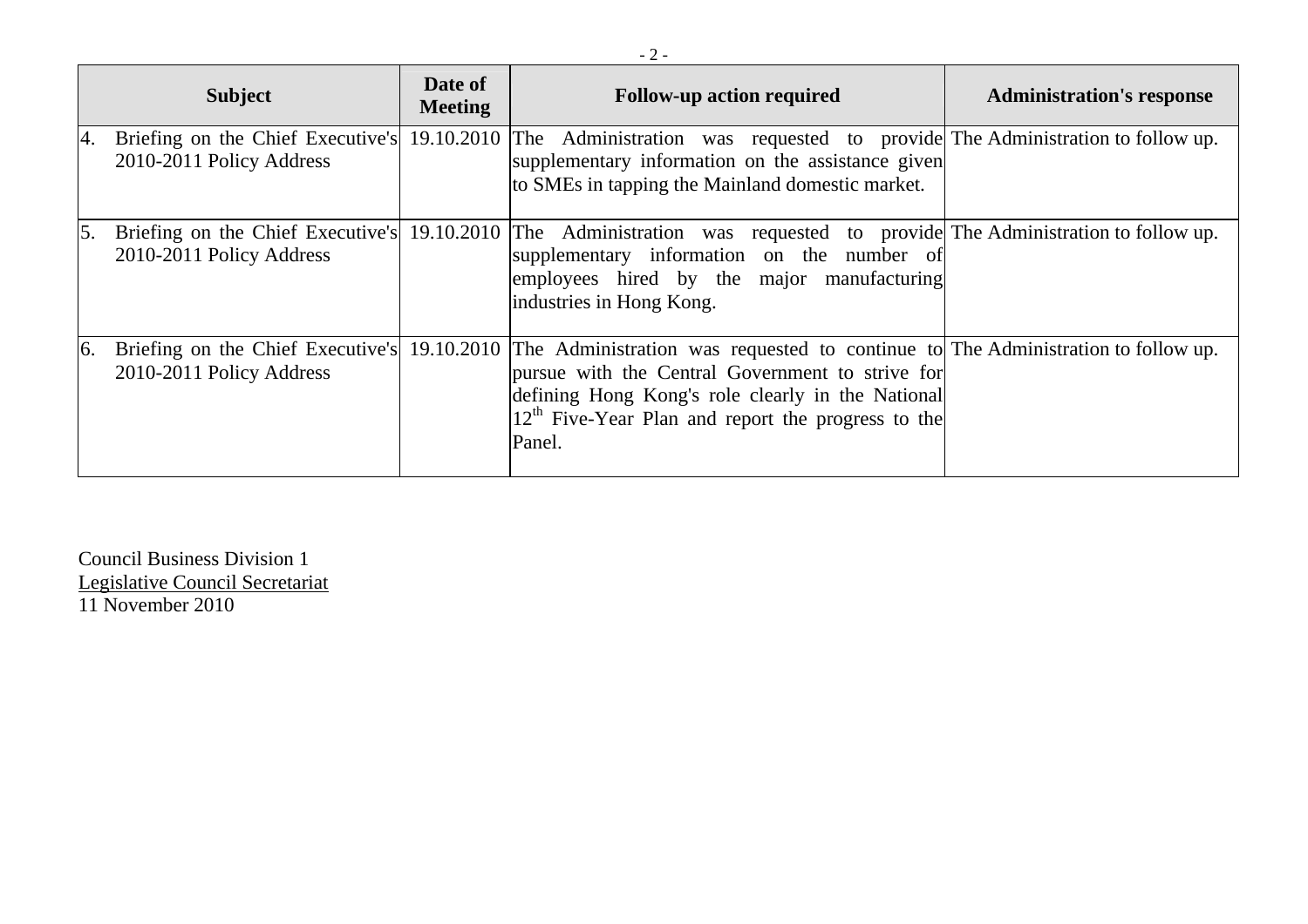| Subject | Date of Meeting | Follow-up action required | Administration's response |
|---|---|---|---|
| 4. Briefing on the Chief Executive's 2010-2011 Policy Address | 19.10.2010 | The Administration was requested to provide supplementary information on the assistance given to SMEs in tapping the Mainland domestic market. | The Administration to follow up. |
| 5. Briefing on the Chief Executive's 2010-2011 Policy Address | 19.10.2010 | The Administration was requested to provide supplementary information on the number of employees hired by the major manufacturing industries in Hong Kong. | The Administration to follow up. |
| 6. Briefing on the Chief Executive's 2010-2011 Policy Address | 19.10.2010 | The Administration was requested to continue to pursue with the Central Government to strive for defining Hong Kong's role clearly in the National 12th Five-Year Plan and report the progress to the Panel. | The Administration to follow up. |

Council Business Division 1
Legislative Council Secretariat
11 November 2010